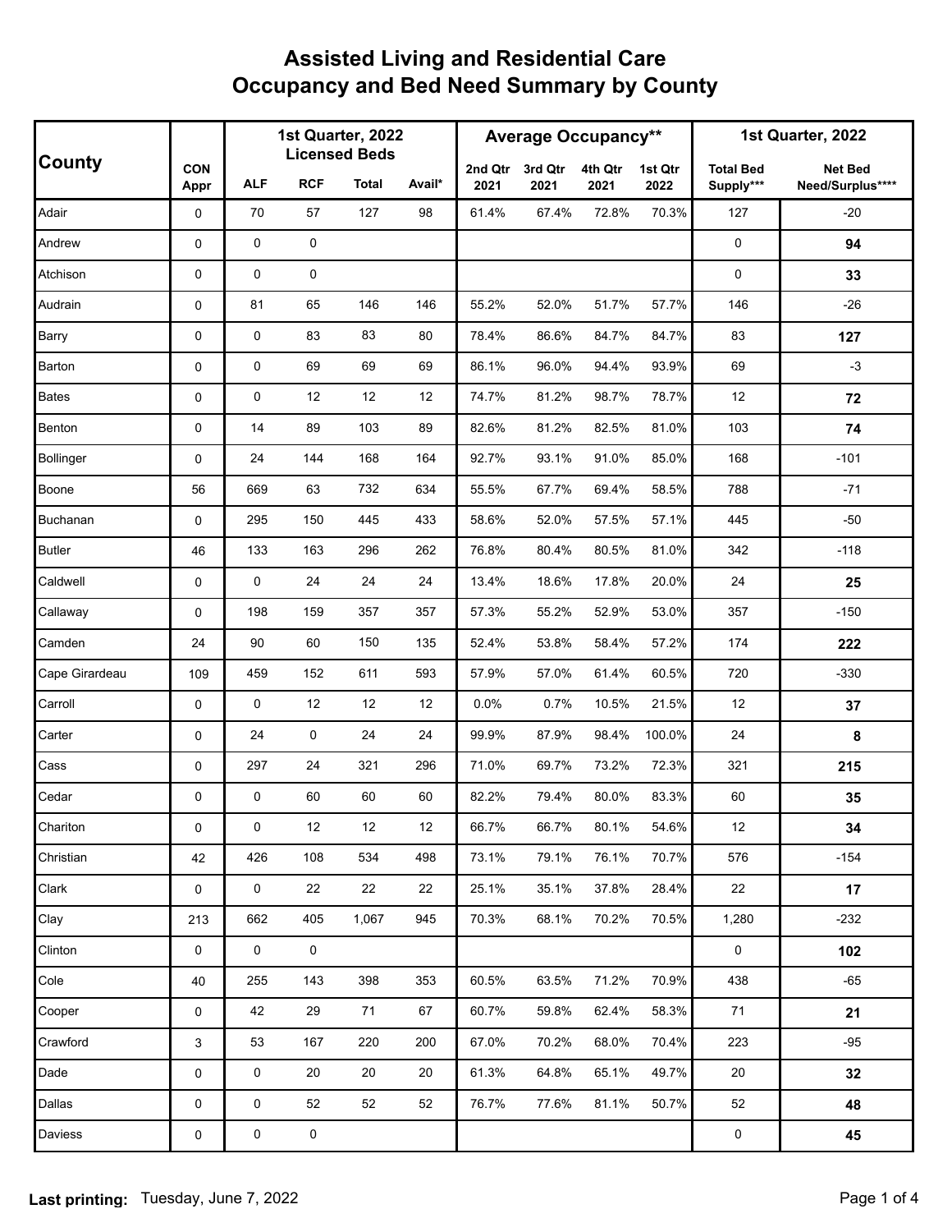# Assisted Living and Residential Care
# Occupancy and Bed Need Summary by County

| County | CON Appr | 1st Quarter, 2022 Licensed Beds | | | | Average Occupancy** | | | | 1st Quarter, 2022 | |
|---|---|---|---|---|---|---|---|---|---|---|---|
| | | ALF | RCF | Total | Avail* | 2nd Qtr 2021 | 3rd Qtr 2021 | 4th Qtr 2021 | 1st Qtr 2022 | Total Bed Supply*** | Net Bed Need/Surplus**** |
| Adair | 0 | 70 | 57 | 127 | 98 | 61.4% | 67.4% | 72.8% | 70.3% | 127 | -20 |
| Andrew | 0 | 0 | 0 | | | | | | | 0 | **94** |
| Atchison | 0 | 0 | 0 | | | | | | | 0 | **33** |
| Audrain | 0 | 81 | 65 | 146 | 146 | 55.2% | 52.0% | 51.7% | 57.7% | 146 | -26 |
| Barry | 0 | 0 | 83 | 83 | 80 | 78.4% | 86.6% | 84.7% | 84.7% | 83 | **127** |
| Barton | 0 | 0 | 69 | 69 | 69 | 86.1% | 96.0% | 94.4% | 93.9% | 69 | -3 |
| Bates | 0 | 0 | 12 | 12 | 12 | 74.7% | 81.2% | 98.7% | 78.7% | 12 | **72** |
| Benton | 0 | 14 | 89 | 103 | 89 | 82.6% | 81.2% | 82.5% | 81.0% | 103 | **74** |
| Bollinger | 0 | 24 | 144 | 168 | 164 | 92.7% | 93.1% | 91.0% | 85.0% | 168 | -101 |
| Boone | 56 | 669 | 63 | 732 | 634 | 55.5% | 67.7% | 69.4% | 58.5% | 788 | -71 |
| Buchanan | 0 | 295 | 150 | 445 | 433 | 58.6% | 52.0% | 57.5% | 57.1% | 445 | -50 |
| Butler | 46 | 133 | 163 | 296 | 262 | 76.8% | 80.4% | 80.5% | 81.0% | 342 | -118 |
| Caldwell | 0 | 0 | 24 | 24 | 24 | 13.4% | 18.6% | 17.8% | 20.0% | 24 | **25** |
| Callaway | 0 | 198 | 159 | 357 | 357 | 57.3% | 55.2% | 52.9% | 53.0% | 357 | -150 |
| Camden | 24 | 90 | 60 | 150 | 135 | 52.4% | 53.8% | 58.4% | 57.2% | 174 | **222** |
| Cape Girardeau | 109 | 459 | 152 | 611 | 593 | 57.9% | 57.0% | 61.4% | 60.5% | 720 | -330 |
| Carroll | 0 | 0 | 12 | 12 | 12 | 0.0% | 0.7% | 10.5% | 21.5% | 12 | **37** |
| Carter | 0 | 24 | 0 | 24 | 24 | 99.9% | 87.9% | 98.4% | 100.0% | 24 | **8** |
| Cass | 0 | 297 | 24 | 321 | 296 | 71.0% | 69.7% | 73.2% | 72.3% | 321 | **215** |
| Cedar | 0 | 0 | 60 | 60 | 60 | 82.2% | 79.4% | 80.0% | 83.3% | 60 | **35** |
| Chariton | 0 | 0 | 12 | 12 | 12 | 66.7% | 66.7% | 80.1% | 54.6% | 12 | **34** |
| Christian | 42 | 426 | 108 | 534 | 498 | 73.1% | 79.1% | 76.1% | 70.7% | 576 | -154 |
| Clark | 0 | 0 | 22 | 22 | 22 | 25.1% | 35.1% | 37.8% | 28.4% | 22 | **17** |
| Clay | 213 | 662 | 405 | 1,067 | 945 | 70.3% | 68.1% | 70.2% | 70.5% | 1,280 | -232 |
| Clinton | 0 | 0 | 0 | | | | | | | 0 | **102** |
| Cole | 40 | 255 | 143 | 398 | 353 | 60.5% | 63.5% | 71.2% | 70.9% | 438 | -65 |
| Cooper | 0 | 42 | 29 | 71 | 67 | 60.7% | 59.8% | 62.4% | 58.3% | 71 | **21** |
| Crawford | 3 | 53 | 167 | 220 | 200 | 67.0% | 70.2% | 68.0% | 70.4% | 223 | -95 |
| Dade | 0 | 0 | 20 | 20 | 20 | 61.3% | 64.8% | 65.1% | 49.7% | 20 | **32** |
| Dallas | 0 | 0 | 52 | 52 | 52 | 76.7% | 77.6% | 81.1% | 50.7% | 52 | **48** |
| Daviess | 0 | 0 | 0 | | | | | | | 0 | **45** |

**Last printing:** Tuesday, June 7, 2022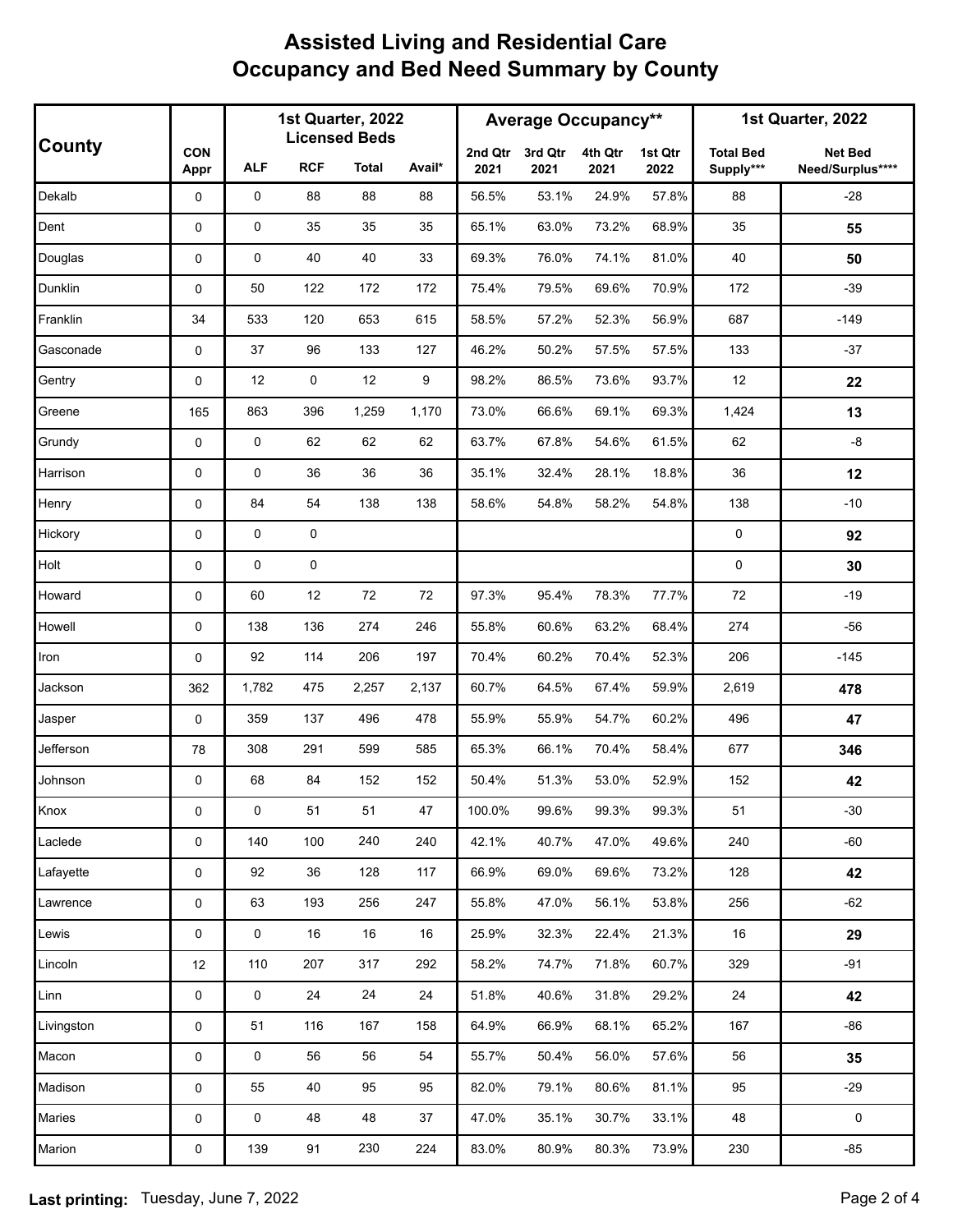# Assisted Living and Residential Care
# Occupancy and Bed Need Summary by County

| County | CON Appr | 1st Quarter, 2022 Licensed Beds | | | | Average Occupancy** | | | | 1st Quarter, 2022 | |
|---|---|---|---|---|---|---|---|---|---|---|---|
| | | ALF | RCF | Total | Avail* | 2nd Qtr 2021 | 3rd Qtr 2021 | 4th Qtr 2021 | 1st Qtr 2022 | Total Bed Supply*** | Net Bed Need/Surplus**** |
| Dekalb | 0 | 0 | 88 | 88 | 88 | 56.5% | 53.1% | 24.9% | 57.8% | 88 | -28 |
| Dent | 0 | 0 | 35 | 35 | 35 | 65.1% | 63.0% | 73.2% | 68.9% | 35 | **55** |
| Douglas | 0 | 0 | 40 | 40 | 33 | 69.3% | 76.0% | 74.1% | 81.0% | 40 | **50** |
| Dunklin | 0 | 50 | 122 | 172 | 172 | 75.4% | 79.5% | 69.6% | 70.9% | 172 | -39 |
| Franklin | 34 | 533 | 120 | 653 | 615 | 58.5% | 57.2% | 52.3% | 56.9% | 687 | -149 |
| Gasconade | 0 | 37 | 96 | 133 | 127 | 46.2% | 50.2% | 57.5% | 57.5% | 133 | -37 |
| Gentry | 0 | 12 | 0 | 12 | 9 | 98.2% | 86.5% | 73.6% | 93.7% | 12 | **22** |
| Greene | 165 | 863 | 396 | 1,259 | 1,170 | 73.0% | 66.6% | 69.1% | 69.3% | 1,424 | **13** |
| Grundy | 0 | 0 | 62 | 62 | 62 | 63.7% | 67.8% | 54.6% | 61.5% | 62 | -8 |
| Harrison | 0 | 0 | 36 | 36 | 36 | 35.1% | 32.4% | 28.1% | 18.8% | 36 | **12** |
| Henry | 0 | 84 | 54 | 138 | 138 | 58.6% | 54.8% | 58.2% | 54.8% | 138 | -10 |
| Hickory | 0 | 0 | 0 | | | | | | | 0 | **92** |
| Holt | 0 | 0 | 0 | | | | | | | 0 | **30** |
| Howard | 0 | 60 | 12 | 72 | 72 | 97.3% | 95.4% | 78.3% | 77.7% | 72 | -19 |
| Howell | 0 | 138 | 136 | 274 | 246 | 55.8% | 60.6% | 63.2% | 68.4% | 274 | -56 |
| Iron | 0 | 92 | 114 | 206 | 197 | 70.4% | 60.2% | 70.4% | 52.3% | 206 | -145 |
| Jackson | 362 | 1,782 | 475 | 2,257 | 2,137 | 60.7% | 64.5% | 67.4% | 59.9% | 2,619 | **478** |
| Jasper | 0 | 359 | 137 | 496 | 478 | 55.9% | 55.9% | 54.7% | 60.2% | 496 | **47** |
| Jefferson | 78 | 308 | 291 | 599 | 585 | 65.3% | 66.1% | 70.4% | 58.4% | 677 | **346** |
| Johnson | 0 | 68 | 84 | 152 | 152 | 50.4% | 51.3% | 53.0% | 52.9% | 152 | **42** |
| Knox | 0 | 0 | 51 | 51 | 47 | 100.0% | 99.6% | 99.3% | 99.3% | 51 | -30 |
| Laclede | 0 | 140 | 100 | 240 | 240 | 42.1% | 40.7% | 47.0% | 49.6% | 240 | -60 |
| Lafayette | 0 | 92 | 36 | 128 | 117 | 66.9% | 69.0% | 69.6% | 73.2% | 128 | **42** |
| Lawrence | 0 | 63 | 193 | 256 | 247 | 55.8% | 47.0% | 56.1% | 53.8% | 256 | -62 |
| Lewis | 0 | 0 | 16 | 16 | 16 | 25.9% | 32.3% | 22.4% | 21.3% | 16 | **29** |
| Lincoln | 12 | 110 | 207 | 317 | 292 | 58.2% | 74.7% | 71.8% | 60.7% | 329 | -91 |
| Linn | 0 | 0 | 24 | 24 | 24 | 51.8% | 40.6% | 31.8% | 29.2% | 24 | **42** |
| Livingston | 0 | 51 | 116 | 167 | 158 | 64.9% | 66.9% | 68.1% | 65.2% | 167 | -86 |
| Macon | 0 | 0 | 56 | 56 | 54 | 55.7% | 50.4% | 56.0% | 57.6% | 56 | **35** |
| Madison | 0 | 55 | 40 | 95 | 95 | 82.0% | 79.1% | 80.6% | 81.1% | 95 | -29 |
| Maries | 0 | 0 | 48 | 48 | 37 | 47.0% | 35.1% | 30.7% | 33.1% | 48 | 0 |
| Marion | 0 | 139 | 91 | 230 | 224 | 83.0% | 80.9% | 80.3% | 73.9% | 230 | -85 |

**Last printing:** Tuesday, June 7, 2022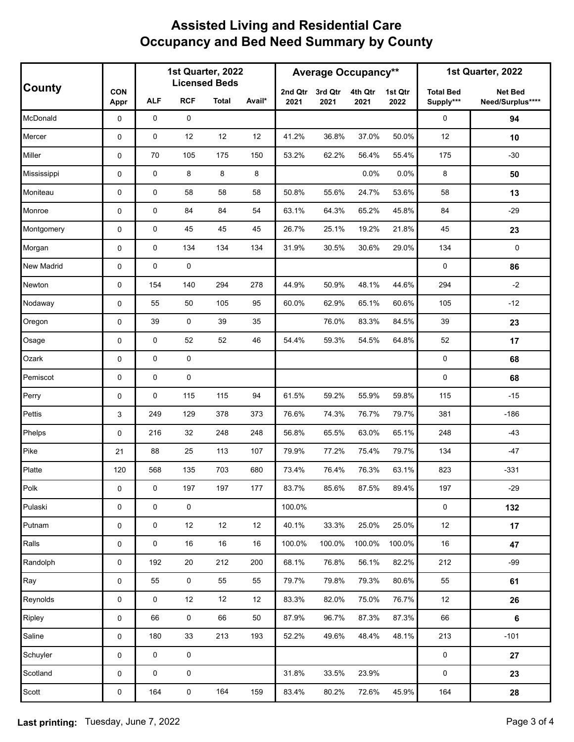# Assisted Living and Residential Care
## Occupancy and Bed Need Summary by County

| County | CON Appr | 1st Quarter, 2022 Licensed Beds | | | | Average Occupancy** | | | | 1st Quarter, 2022 | |
|---|---|---|---|---|---|---|---|---|---|---|---|
| | | ALF | RCF | Total | Avail* | 2nd Qtr 2021 | 3rd Qtr 2021 | 4th Qtr 2021 | 1st Qtr 2022 | Total Bed Supply*** | Net Bed Need/Surplus**** |
| McDonald | 0 | 0 | 0 | | | | | | | 0 | **94** |
| Mercer | 0 | 0 | 12 | 12 | 12 | 41.2% | 36.8% | 37.0% | 50.0% | 12 | **10** |
| Miller | 0 | 70 | 105 | 175 | 150 | 53.2% | 62.2% | 56.4% | 55.4% | 175 | -30 |
| Mississippi | 0 | 0 | 8 | 8 | 8 | | | 0.0% | 0.0% | 8 | **50** |
| Moniteau | 0 | 0 | 58 | 58 | 58 | 50.8% | 55.6% | 24.7% | 53.6% | 58 | **13** |
| Monroe | 0 | 0 | 84 | 84 | 54 | 63.1% | 64.3% | 65.2% | 45.8% | 84 | -29 |
| Montgomery | 0 | 0 | 45 | 45 | 45 | 26.7% | 25.1% | 19.2% | 21.8% | 45 | **23** |
| Morgan | 0 | 0 | 134 | 134 | 134 | 31.9% | 30.5% | 30.6% | 29.0% | 134 | 0 |
| New Madrid | 0 | 0 | 0 | | | | | | | 0 | **86** |
| Newton | 0 | 154 | 140 | 294 | 278 | 44.9% | 50.9% | 48.1% | 44.6% | 294 | -2 |
| Nodaway | 0 | 55 | 50 | 105 | 95 | 60.0% | 62.9% | 65.1% | 60.6% | 105 | -12 |
| Oregon | 0 | 39 | 0 | 39 | 35 | | 76.0% | 83.3% | 84.5% | 39 | **23** |
| Osage | 0 | 0 | 52 | 52 | 46 | 54.4% | 59.3% | 54.5% | 64.8% | 52 | **17** |
| Ozark | 0 | 0 | 0 | | | | | | | 0 | **68** |
| Pemiscot | 0 | 0 | 0 | | | | | | | 0 | **68** |
| Perry | 0 | 0 | 115 | 115 | 94 | 61.5% | 59.2% | 55.9% | 59.8% | 115 | -15 |
| Pettis | 3 | 249 | 129 | 378 | 373 | 76.6% | 74.3% | 76.7% | 79.7% | 381 | -186 |
| Phelps | 0 | 216 | 32 | 248 | 248 | 56.8% | 65.5% | 63.0% | 65.1% | 248 | -43 |
| Pike | 21 | 88 | 25 | 113 | 107 | 79.9% | 77.2% | 75.4% | 79.7% | 134 | -47 |
| Platte | 120 | 568 | 135 | 703 | 680 | 73.4% | 76.4% | 76.3% | 63.1% | 823 | -331 |
| Polk | 0 | 0 | 197 | 197 | 177 | 83.7% | 85.6% | 87.5% | 89.4% | 197 | -29 |
| Pulaski | 0 | 0 | 0 | | | 100.0% | | | | 0 | **132** |
| Putnam | 0 | 0 | 12 | 12 | 12 | 40.1% | 33.3% | 25.0% | 25.0% | 12 | **17** |
| Ralls | 0 | 0 | 16 | 16 | 16 | 100.0% | 100.0% | 100.0% | 100.0% | 16 | **47** |
| Randolph | 0 | 192 | 20 | 212 | 200 | 68.1% | 76.8% | 56.1% | 82.2% | 212 | -99 |
| Ray | 0 | 55 | 0 | 55 | 55 | 79.7% | 79.8% | 79.3% | 80.6% | 55 | **61** |
| Reynolds | 0 | 0 | 12 | 12 | 12 | 83.3% | 82.0% | 75.0% | 76.7% | 12 | **26** |
| Ripley | 0 | 66 | 0 | 66 | 50 | 87.9% | 96.7% | 87.3% | 87.3% | 66 | **6** |
| Saline | 0 | 180 | 33 | 213 | 193 | 52.2% | 49.6% | 48.4% | 48.1% | 213 | -101 |
| Schuyler | 0 | 0 | 0 | | | | | | | 0 | **27** |
| Scotland | 0 | 0 | 0 | | | 31.8% | 33.5% | 23.9% | | 0 | **23** |
| Scott | 0 | 164 | 0 | 164 | 159 | 83.4% | 80.2% | 72.6% | 45.9% | 164 | **28** |

**Last printing:** Tuesday, June 7, 2022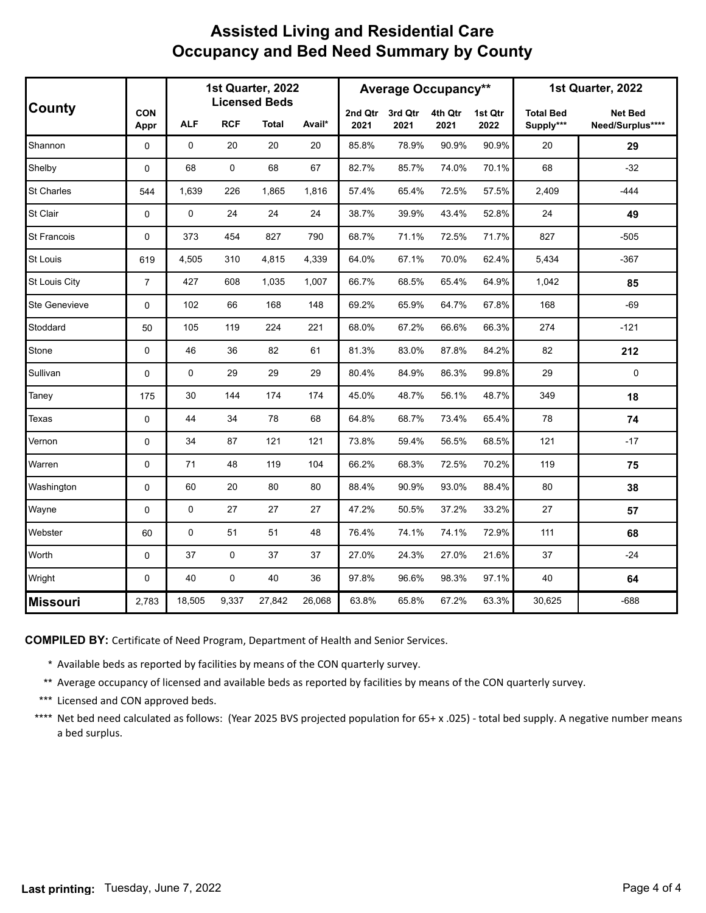# Assisted Living and Residential Care
# Occupancy and Bed Need Summary by County

| County | CON Appr | 1st Quarter, 2022 Licensed Beds | | | | Average Occupancy** | | | | 1st Quarter, 2022 | |
|---|---|---|---|---|---|---|---|---|---|---|---|
| | | ALF | RCF | Total | Avail* | 2nd Qtr 2021 | 3rd Qtr 2021 | 4th Qtr 2021 | 1st Qtr 2022 | Total Bed Supply*** | Net Bed Need/Surplus**** |
| Shannon | 0 | 0 | 20 | 20 | 20 | 85.8% | 78.9% | 90.9% | 90.9% | 20 | **29** |
| Shelby | 0 | 68 | 0 | 68 | 67 | 82.7% | 85.7% | 74.0% | 70.1% | 68 | -32 |
| St Charles | 544 | 1,639 | 226 | 1,865 | 1,816 | 57.4% | 65.4% | 72.5% | 57.5% | 2,409 | -444 |
| St Clair | 0 | 0 | 24 | 24 | 24 | 38.7% | 39.9% | 43.4% | 52.8% | 24 | **49** |
| St Francois | 0 | 373 | 454 | 827 | 790 | 68.7% | 71.1% | 72.5% | 71.7% | 827 | -505 |
| St Louis | 619 | 4,505 | 310 | 4,815 | 4,339 | 64.0% | 67.1% | 70.0% | 62.4% | 5,434 | -367 |
| St Louis City | 7 | 427 | 608 | 1,035 | 1,007 | 66.7% | 68.5% | 65.4% | 64.9% | 1,042 | **85** |
| Ste Genevieve | 0 | 102 | 66 | 168 | 148 | 69.2% | 65.9% | 64.7% | 67.8% | 168 | -69 |
| Stoddard | 50 | 105 | 119 | 224 | 221 | 68.0% | 67.2% | 66.6% | 66.3% | 274 | -121 |
| Stone | 0 | 46 | 36 | 82 | 61 | 81.3% | 83.0% | 87.8% | 84.2% | 82 | **212** |
| Sullivan | 0 | 0 | 29 | 29 | 29 | 80.4% | 84.9% | 86.3% | 99.8% | 29 | 0 |
| Taney | 175 | 30 | 144 | 174 | 174 | 45.0% | 48.7% | 56.1% | 48.7% | 349 | **18** |
| Texas | 0 | 44 | 34 | 78 | 68 | 64.8% | 68.7% | 73.4% | 65.4% | 78 | **74** |
| Vernon | 0 | 34 | 87 | 121 | 121 | 73.8% | 59.4% | 56.5% | 68.5% | 121 | -17 |
| Warren | 0 | 71 | 48 | 119 | 104 | 66.2% | 68.3% | 72.5% | 70.2% | 119 | **75** |
| Washington | 0 | 60 | 20 | 80 | 80 | 88.4% | 90.9% | 93.0% | 88.4% | 80 | **38** |
| Wayne | 0 | 0 | 27 | 27 | 27 | 47.2% | 50.5% | 37.2% | 33.2% | 27 | **57** |
| Webster | 60 | 0 | 51 | 51 | 48 | 76.4% | 74.1% | 74.1% | 72.9% | 111 | **68** |
| Worth | 0 | 37 | 0 | 37 | 37 | 27.0% | 24.3% | 27.0% | 21.6% | 37 | -24 |
| Wright | 0 | 40 | 0 | 40 | 36 | 97.8% | 96.6% | 98.3% | 97.1% | 40 | **64** |
| **Missouri** | 2,783 | 18,505 | 9,337 | 27,842 | 26,068 | 63.8% | 65.8% | 67.2% | 63.3% | 30,625 | -688 |

**COMPILED BY:** Certificate of Need Program, Department of Health and Senior Services.

\* Available beds as reported by facilities by means of the CON quarterly survey.

\*\* Average occupancy of licensed and available beds as reported by facilities by means of the CON quarterly survey.

\*\*\* Licensed and CON approved beds.

\*\*\*\* Net bed need calculated as follows: (Year 2025 BVS projected population for 65+ x .025) - total bed supply. A negative number means a bed surplus.

**Last printing:** Tuesday, June 7, 2022